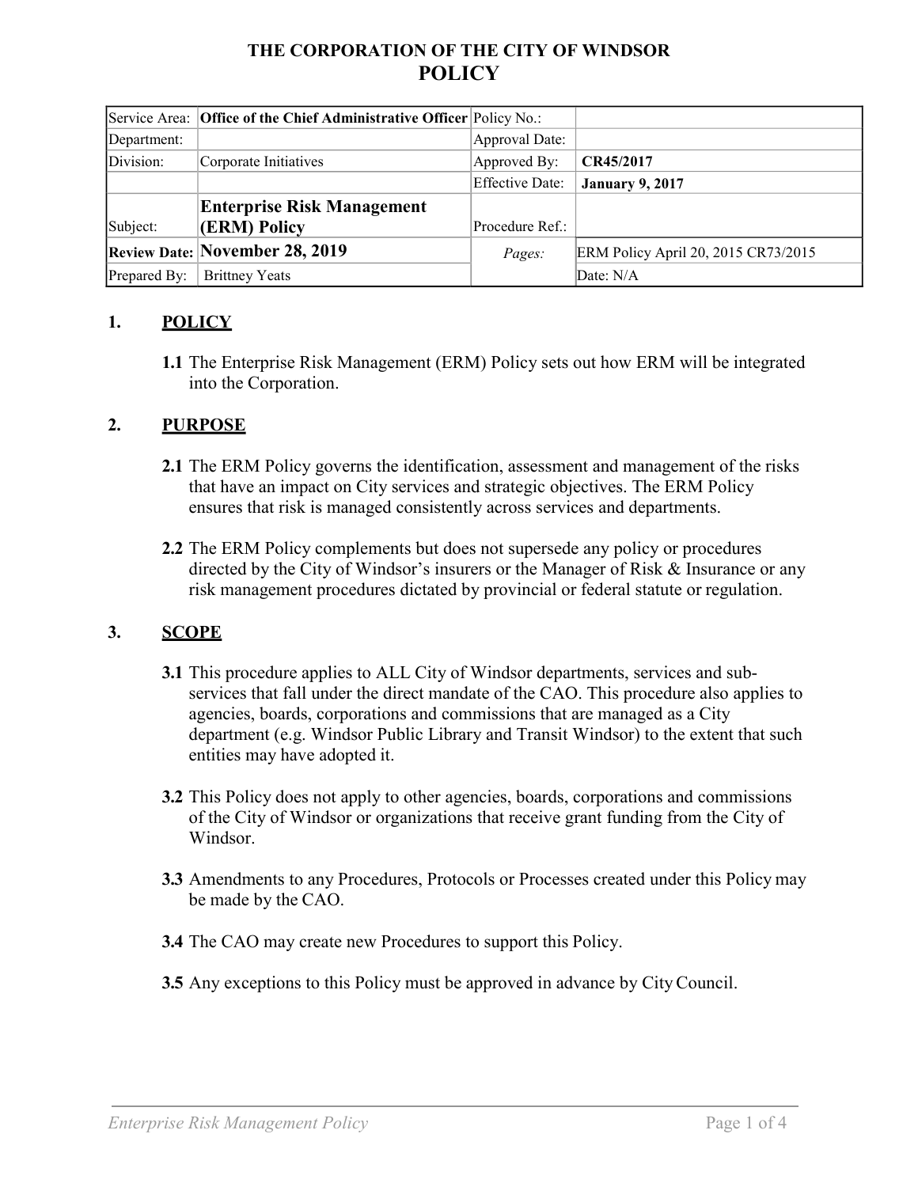**THE CORPORATION OF THE CITY OF WINDSOR**

# POLICY

| Service Area: | **Office of the Chief Administrative Officer** | Policy No.: | |
|---|---|---|---|
| Department: | | Approval Date: | |
| Division: | Corporate Initiatives | Approved By: | **CR45/2017** |
| | | Effective Date: | **January 9, 2017** |
| Subject: | **Enterprise Risk Management (ERM) Policy** | Procedure Ref.: | |
| **Review Date:** | **November 28, 2019** | *Pages:* | ERM Policy April 20, 2015 CR73/2015 |
| Prepared By: | Brittney Yeats | | Date: N/A |

## 1. POLICY

**1.1** The Enterprise Risk Management (ERM) Policy sets out how ERM will be integrated into the Corporation.

## 2. PURPOSE

**2.1** The ERM Policy governs the identification, assessment and management of the risks that have an impact on City services and strategic objectives. The ERM Policy ensures that risk is managed consistently across services and departments.

**2.2** The ERM Policy complements but does not supersede any policy or procedures directed by the City of Windsor's insurers or the Manager of Risk & Insurance or any risk management procedures dictated by provincial or federal statute or regulation.

## 3. SCOPE

**3.1** This procedure applies to ALL City of Windsor departments, services and sub-services that fall under the direct mandate of the CAO. This procedure also applies to agencies, boards, corporations and commissions that are managed as a City department (e.g. Windsor Public Library and Transit Windsor) to the extent that such entities may have adopted it.

**3.2** This Policy does not apply to other agencies, boards, corporations and commissions of the City of Windsor or organizations that receive grant funding from the City of Windsor.

**3.3** Amendments to any Procedures, Protocols or Processes created under this Policy may be made by the CAO.

**3.4** The CAO may create new Procedures to support this Policy.

**3.5** Any exceptions to this Policy must be approved in advance by City Council.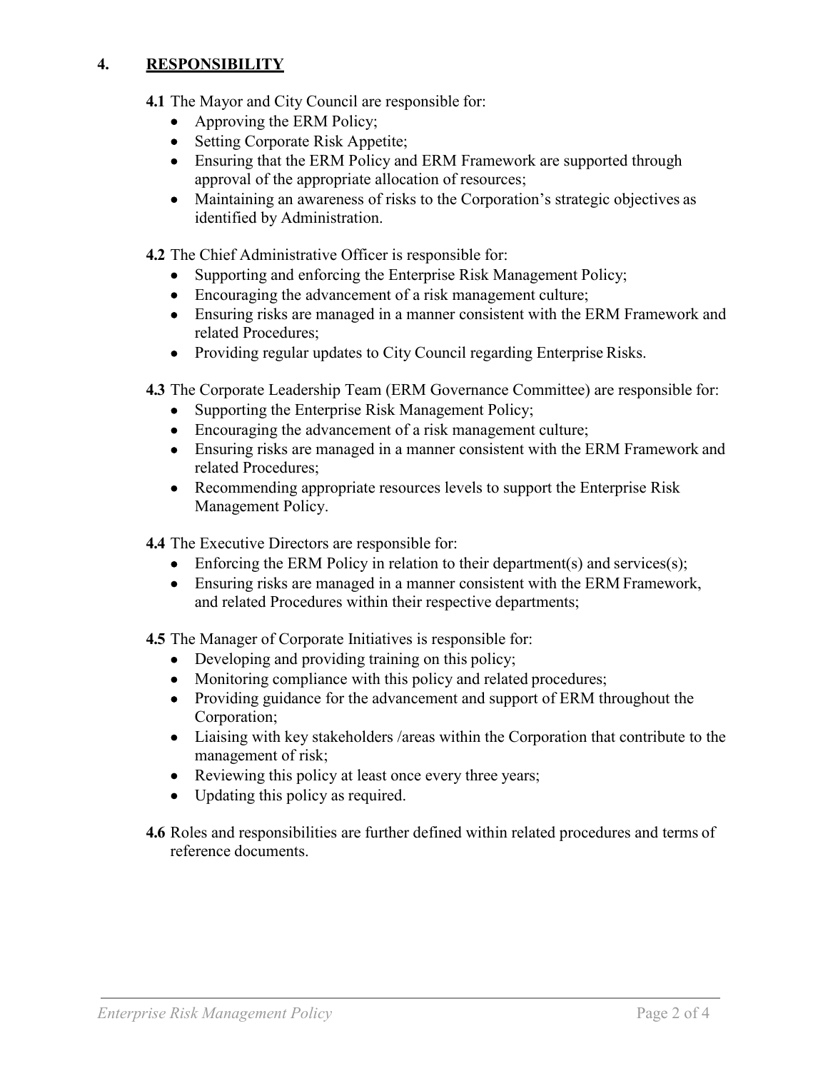## 4. RESPONSIBILITY

**4.1** The Mayor and City Council are responsible for:

- Approving the ERM Policy;
- Setting Corporate Risk Appetite;
- Ensuring that the ERM Policy and ERM Framework are supported through approval of the appropriate allocation of resources;
- Maintaining an awareness of risks to the Corporation's strategic objectives as identified by Administration.

**4.2** The Chief Administrative Officer is responsible for:

- Supporting and enforcing the Enterprise Risk Management Policy;
- Encouraging the advancement of a risk management culture;
- Ensuring risks are managed in a manner consistent with the ERM Framework and related Procedures;
- Providing regular updates to City Council regarding Enterprise Risks.

**4.3** The Corporate Leadership Team (ERM Governance Committee) are responsible for:

- Supporting the Enterprise Risk Management Policy;
- Encouraging the advancement of a risk management culture;
- Ensuring risks are managed in a manner consistent with the ERM Framework and related Procedures;
- Recommending appropriate resources levels to support the Enterprise Risk Management Policy.

**4.4** The Executive Directors are responsible for:

- Enforcing the ERM Policy in relation to their department(s) and services(s);
- Ensuring risks are managed in a manner consistent with the ERM Framework, and related Procedures within their respective departments;

**4.5** The Manager of Corporate Initiatives is responsible for:

- Developing and providing training on this policy;
- Monitoring compliance with this policy and related procedures;
- Providing guidance for the advancement and support of ERM throughout the Corporation;
- Liaising with key stakeholders /areas within the Corporation that contribute to the management of risk;
- Reviewing this policy at least once every three years;
- Updating this policy as required.

**4.6** Roles and responsibilities are further defined within related procedures and terms of reference documents.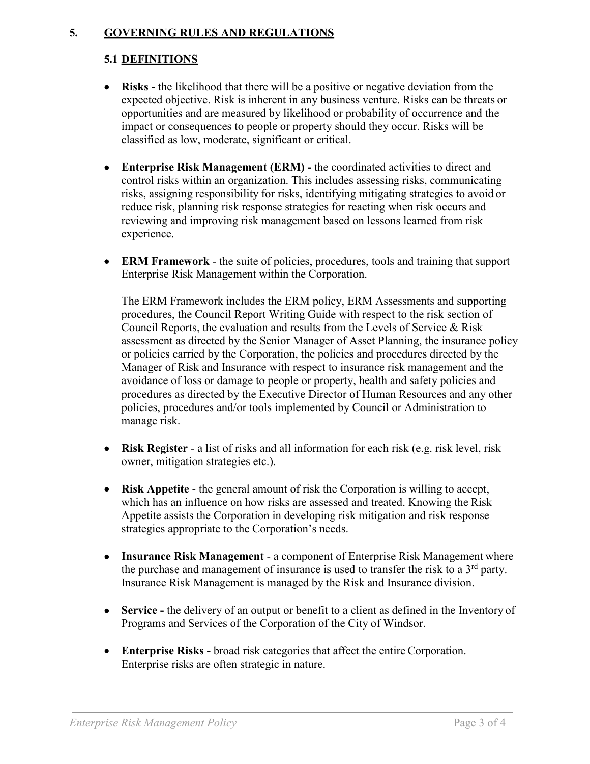## 5. GOVERNING RULES AND REGULATIONS

### 5.1 DEFINITIONS

- **Risks -** the likelihood that there will be a positive or negative deviation from the expected objective. Risk is inherent in any business venture. Risks can be threats or opportunities and are measured by likelihood or probability of occurrence and the impact or consequences to people or property should they occur. Risks will be classified as low, moderate, significant or critical.

- **Enterprise Risk Management (ERM) -** the coordinated activities to direct and control risks within an organization. This includes assessing risks, communicating risks, assigning responsibility for risks, identifying mitigating strategies to avoid or reduce risk, planning risk response strategies for reacting when risk occurs and reviewing and improving risk management based on lessons learned from risk experience.

- **ERM Framework** - the suite of policies, procedures, tools and training that support Enterprise Risk Management within the Corporation.

  The ERM Framework includes the ERM policy, ERM Assessments and supporting procedures, the Council Report Writing Guide with respect to the risk section of Council Reports, the evaluation and results from the Levels of Service & Risk assessment as directed by the Senior Manager of Asset Planning, the insurance policy or policies carried by the Corporation, the policies and procedures directed by the Manager of Risk and Insurance with respect to insurance risk management and the avoidance of loss or damage to people or property, health and safety policies and procedures as directed by the Executive Director of Human Resources and any other policies, procedures and/or tools implemented by Council or Administration to manage risk.

- **Risk Register** - a list of risks and all information for each risk (e.g. risk level, risk owner, mitigation strategies etc.).

- **Risk Appetite** - the general amount of risk the Corporation is willing to accept, which has an influence on how risks are assessed and treated. Knowing the Risk Appetite assists the Corporation in developing risk mitigation and risk response strategies appropriate to the Corporation's needs.

- **Insurance Risk Management** - a component of Enterprise Risk Management where the purchase and management of insurance is used to transfer the risk to a 3rd party. Insurance Risk Management is managed by the Risk and Insurance division.

- **Service -** the delivery of an output or benefit to a client as defined in the Inventory of Programs and Services of the Corporation of the City of Windsor.

- **Enterprise Risks -** broad risk categories that affect the entire Corporation. Enterprise risks are often strategic in nature.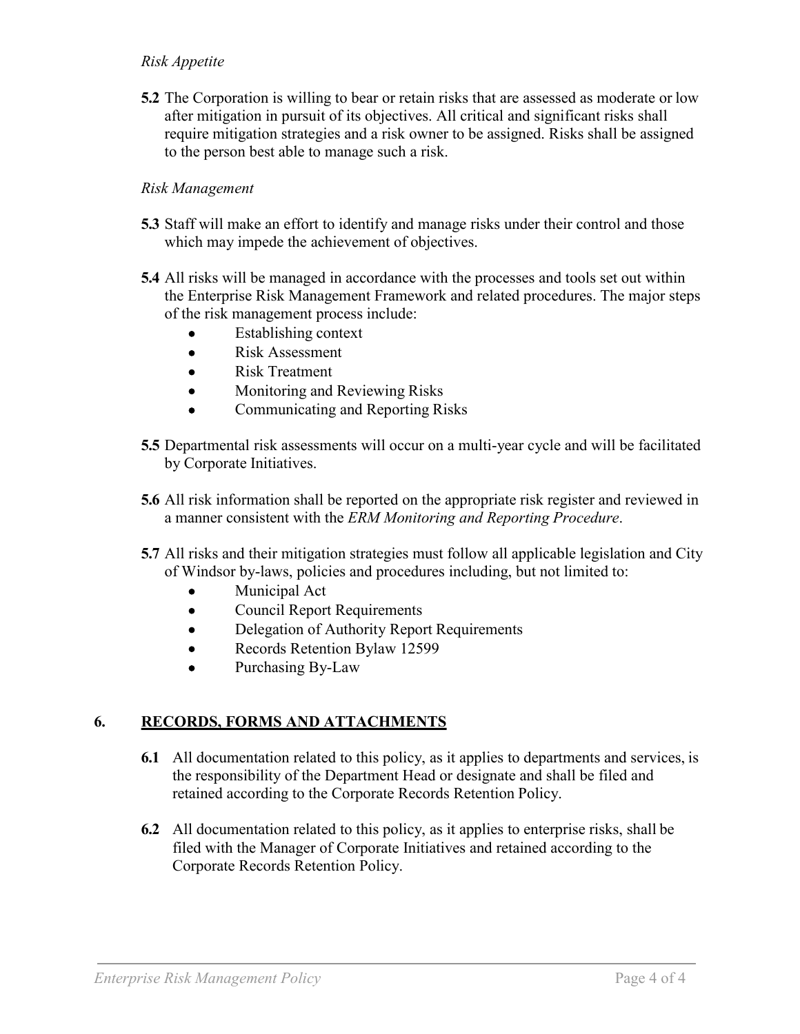*Risk Appetite*

**5.2** The Corporation is willing to bear or retain risks that are assessed as moderate or low after mitigation in pursuit of its objectives. All critical and significant risks shall require mitigation strategies and a risk owner to be assigned. Risks shall be assigned to the person best able to manage such a risk.

*Risk Management*

**5.3** Staff will make an effort to identify and manage risks under their control and those which may impede the achievement of objectives.

**5.4** All risks will be managed in accordance with the processes and tools set out within the Enterprise Risk Management Framework and related procedures. The major steps of the risk management process include:

- Establishing context
- Risk Assessment
- Risk Treatment
- Monitoring and Reviewing Risks
- Communicating and Reporting Risks

**5.5** Departmental risk assessments will occur on a multi-year cycle and will be facilitated by Corporate Initiatives.

**5.6** All risk information shall be reported on the appropriate risk register and reviewed in a manner consistent with the *ERM Monitoring and Reporting Procedure*.

**5.7** All risks and their mitigation strategies must follow all applicable legislation and City of Windsor by-laws, policies and procedures including, but not limited to:

- Municipal Act
- Council Report Requirements
- Delegation of Authority Report Requirements
- Records Retention Bylaw 12599
- Purchasing By-Law

## 6. RECORDS, FORMS AND ATTACHMENTS

**6.1** All documentation related to this policy, as it applies to departments and services, is the responsibility of the Department Head or designate and shall be filed and retained according to the Corporate Records Retention Policy.

**6.2** All documentation related to this policy, as it applies to enterprise risks, shall be filed with the Manager of Corporate Initiatives and retained according to the Corporate Records Retention Policy.